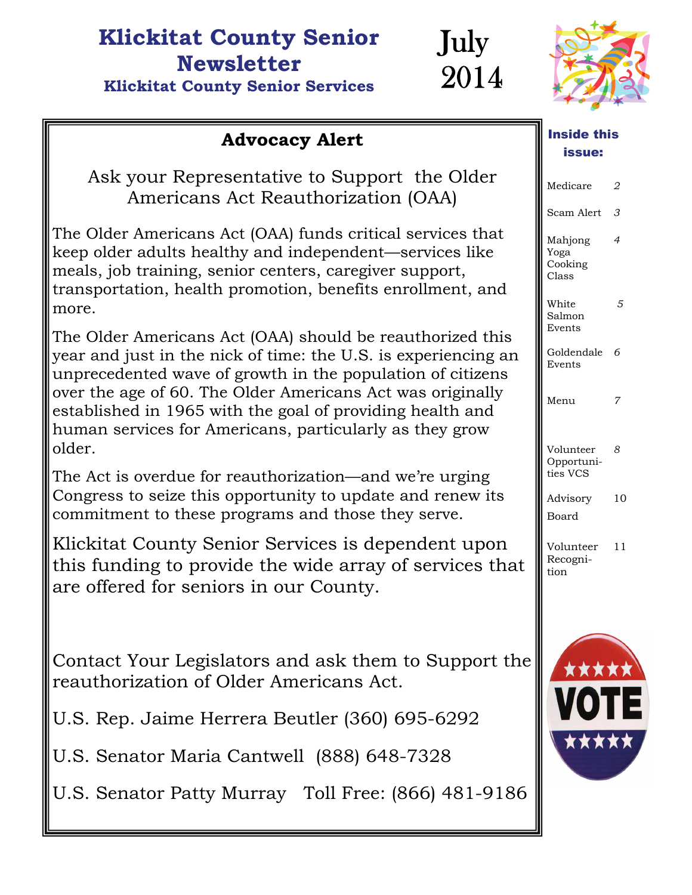# Klickitat County Senior Newsletter

### Klickitat County Senior Services

July 2014

**Inside this issue:**

| | |
|---|---|
| Medicare | 2 |
| Scam Alert | 3 |
| Mahjong Yoga Cooking Class | 4 |
| White Salmon Events | 5 |
| Goldendale Events | 6 |
| Menu | 7 |
| Volunteer Opportunities VCS | 8 |
| Advisory Board | 10 |
| Volunteer Recognition | 11 |

## Advocacy Alert

Ask your Representative to Support the Older Americans Act Reauthorization (OAA)

The Older Americans Act (OAA) funds critical services that keep older adults healthy and independent—services like meals, job training, senior centers, caregiver support, transportation, health promotion, benefits enrollment, and more.

The Older Americans Act (OAA) should be reauthorized this year and just in the nick of time: the U.S. is experiencing an unprecedented wave of growth in the population of citizens over the age of 60. The Older Americans Act was originally established in 1965 with the goal of providing health and human services for Americans, particularly as they grow older.

The Act is overdue for reauthorization—and we're urging Congress to seize this opportunity to update and renew its commitment to these programs and those they serve.

Klickitat County Senior Services is dependent upon this funding to provide the wide array of services that are offered for seniors in our County.

Contact Your Legislators and ask them to Support the reauthorization of Older Americans Act.

U.S. Rep. Jaime Herrera Beutler (360) 695-6292

U.S. Senator Maria Cantwell (888) 648-7328

U.S. Senator Patty Murray Toll Free: (866) 481-9186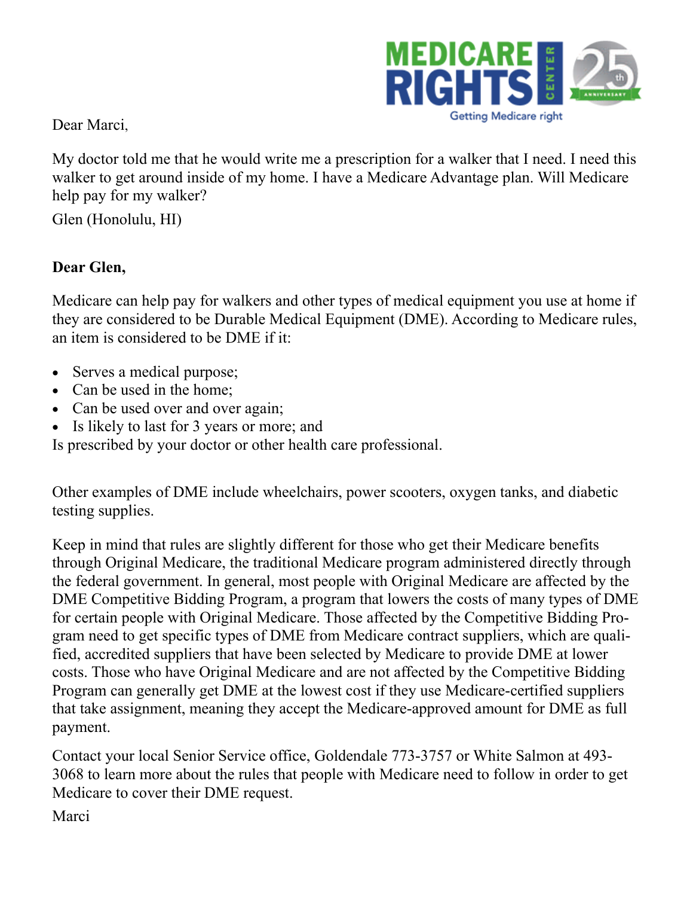Dear Marci,

My doctor told me that he would write me a prescription for a walker that I need. I need this walker to get around inside of my home. I have a Medicare Advantage plan. Will Medicare help pay for my walker?

Glen (Honolulu, HI)

**Dear Glen,**

Medicare can help pay for walkers and other types of medical equipment you use at home if they are considered to be Durable Medical Equipment (DME). According to Medicare rules, an item is considered to be DME if it:

- Serves a medical purpose;
- Can be used in the home;
- Can be used over and over again;
- Is likely to last for 3 years or more; and

Is prescribed by your doctor or other health care professional.

Other examples of DME include wheelchairs, power scooters, oxygen tanks, and diabetic testing supplies.

Keep in mind that rules are slightly different for those who get their Medicare benefits through Original Medicare, the traditional Medicare program administered directly through the federal government. In general, most people with Original Medicare are affected by the DME Competitive Bidding Program, a program that lowers the costs of many types of DME for certain people with Original Medicare. Those affected by the Competitive Bidding Program need to get specific types of DME from Medicare contract suppliers, which are qualified, accredited suppliers that have been selected by Medicare to provide DME at lower costs. Those who have Original Medicare and are not affected by the Competitive Bidding Program can generally get DME at the lowest cost if they use Medicare-certified suppliers that take assignment, meaning they accept the Medicare-approved amount for DME as full payment.

Contact your local Senior Service office, Goldendale 773-3757 or White Salmon at 493-3068 to learn more about the rules that people with Medicare need to follow in order to get Medicare to cover their DME request.

Marci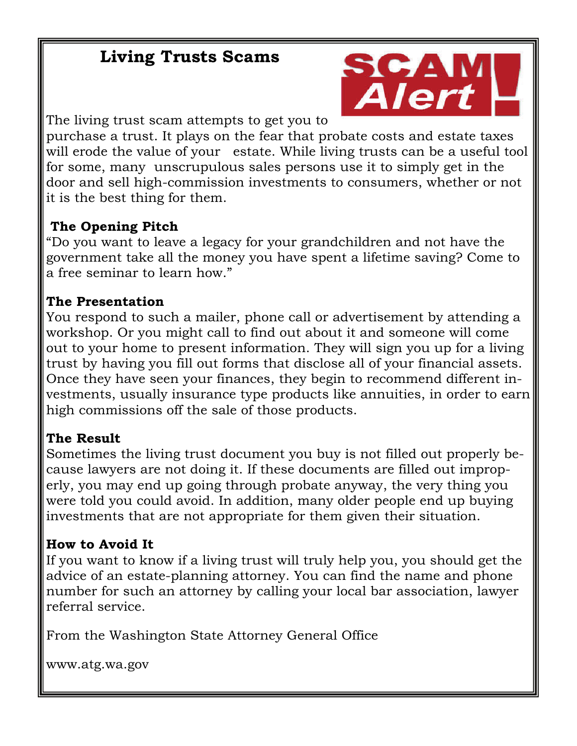# Living Trusts Scams

The living trust scam attempts to get you to purchase a trust. It plays on the fear that probate costs and estate taxes will erode the value of your estate. While living trusts can be a useful tool for some, many unscrupulous sales persons use it to simply get in the door and sell high-commission investments to consumers, whether or not it is the best thing for them.

**The Opening Pitch**

"Do you want to leave a legacy for your grandchildren and not have the government take all the money you have spent a lifetime saving? Come to a free seminar to learn how."

**The Presentation**

You respond to such a mailer, phone call or advertisement by attending a workshop. Or you might call to find out about it and someone will come out to your home to present information. They will sign you up for a living trust by having you fill out forms that disclose all of your financial assets. Once they have seen your finances, they begin to recommend different investments, usually insurance type products like annuities, in order to earn high commissions off the sale of those products.

**The Result**

Sometimes the living trust document you buy is not filled out properly because lawyers are not doing it. If these documents are filled out improperly, you may end up going through probate anyway, the very thing you were told you could avoid. In addition, many older people end up buying investments that are not appropriate for them given their situation.

**How to Avoid It**

If you want to know if a living trust will truly help you, you should get the advice of an estate-planning attorney. You can find the name and phone number for such an attorney by calling your local bar association, lawyer referral service.

From the Washington State Attorney General Office

www.atg.wa.gov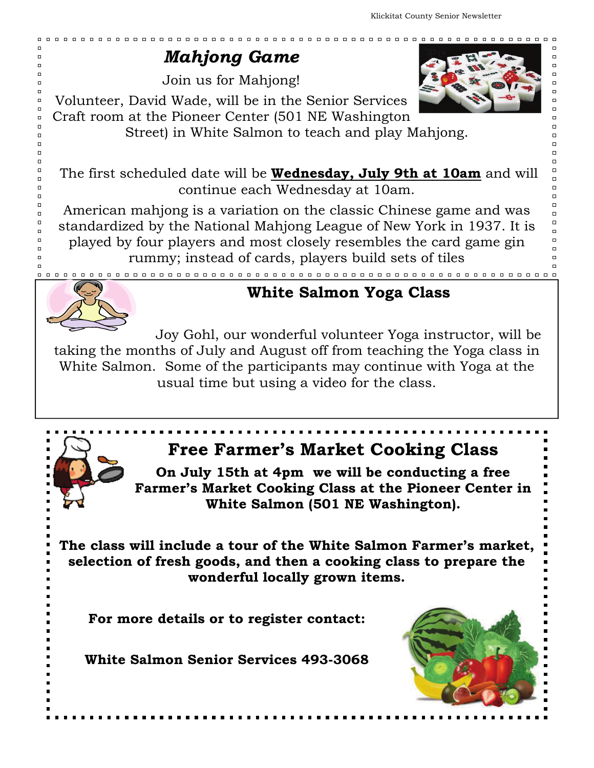## *Mahjong Game*

Join us for Mahjong!

Volunteer, David Wade, will be in the Senior Services Craft room at the Pioneer Center (501 NE Washington Street) in White Salmon to teach and play Mahjong.

The first scheduled date will be **Wednesday, July 9th at 10am** and will continue each Wednesday at 10am.

American mahjong is a variation on the classic Chinese game and was standardized by the National Mahjong League of New York in 1937. It is played by four players and most closely resembles the card game gin rummy; instead of cards, players build sets of tiles

## White Salmon Yoga Class

Joy Gohl, our wonderful volunteer Yoga instructor, will be taking the months of July and August off from teaching the Yoga class in White Salmon. Some of the participants may continue with Yoga at the usual time but using a video for the class.

## Free Farmer's Market Cooking Class

**On July 15th at 4pm we will be conducting a free Farmer's Market Cooking Class at the Pioneer Center in White Salmon (501 NE Washington).**

**The class will include a tour of the White Salmon Farmer's market, selection of fresh goods, and then a cooking class to prepare the wonderful locally grown items.**

**For more details or to register contact:**

**White Salmon Senior Services 493-3068**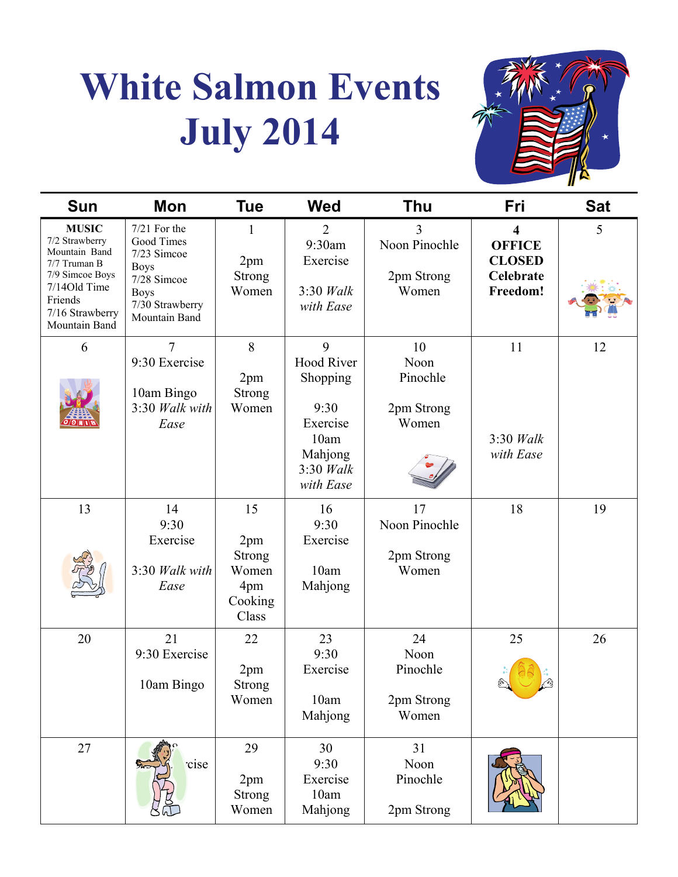# White Salmon Events July 2014

| Sun | Mon | Tue | Wed | Thu | Fri | Sat |
|---|---|---|---|---|---|---|
| **MUSIC** 7/2 Strawberry Mountain Band 7/7 Truman B 7/9 Simcoe Boys 7/14Old Time Friends 7/16 Strawberry Mountain Band | 7/21 For the Good Times 7/23 Simcoe Boys 7/28 Simcoe Boys 7/30 Strawberry Mountain Band | 1<br><br>2pm Strong Women | 2<br>9:30am Exercise<br><br>3:30 *Walk with Ease* | 3<br>Noon Pinochle<br><br>2pm Strong Women | **4**<br>**OFFICE CLOSED Celebrate Freedom!** | 5 |
| 6 | 7<br>9:30 Exercise<br><br>10am Bingo<br>3:30 *Walk with Ease* | 8<br><br>2pm Strong Women | 9<br>Hood River Shopping<br><br>9:30 Exercise<br>10am Mahjong<br>3:30 *Walk with Ease* | 10<br>Noon Pinochle<br><br>2pm Strong Women | 11<br><br>3:30 *Walk with Ease* | 12 |
| 13 | 14<br>9:30 Exercise<br><br>3:30 *Walk with Ease* | 15<br><br>2pm Strong Women<br>4pm Cooking Class | 16<br>9:30 Exercise<br><br>10am Mahjong | 17<br>Noon Pinochle<br><br>2pm Strong Women | 18 | 19 |
| 20 | 21<br>9:30 Exercise<br><br>10am Bingo | 22<br><br>2pm Strong Women | 23<br>9:30 Exercise<br><br>10am Mahjong | 24<br>Noon Pinochle<br><br>2pm Strong Women | 25 | 26 |
| 27 | ...cise | 29<br><br>2pm Strong Women | 30<br>9:30 Exercise<br>10am Mahjong | 31<br>Noon Pinochle<br><br>2pm Strong | | |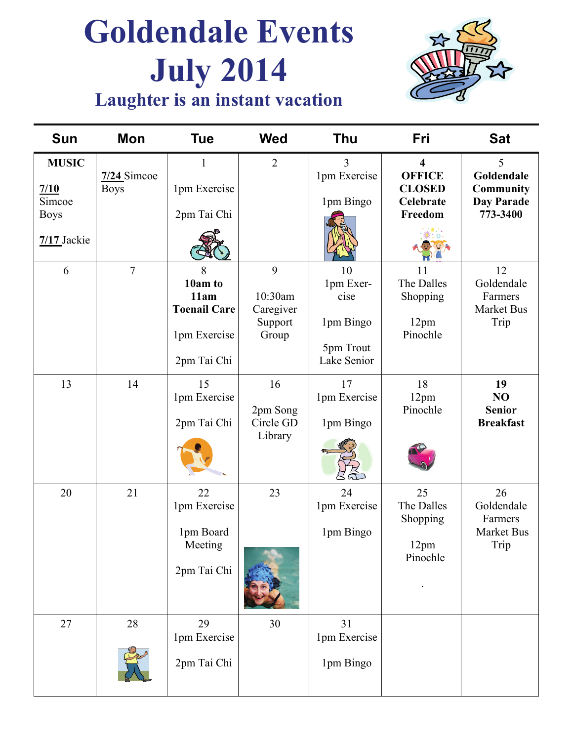# Goldendale Events July 2014

## Laughter is an instant vacation

| Sun | Mon | Tue | Wed | Thu | Fri | Sat |
|---|---|---|---|---|---|---|
| **MUSIC**<br><br>**7/10** Simcoe Boys<br><br>**7/17** Jackie | **7/24** Simcoe Boys | 1<br>1pm Exercise<br><br>2pm Tai Chi | 2 | 3<br>1pm Exercise<br><br>1pm Bingo | **4**<br>**OFFICE CLOSED Celebrate Freedom** | 5<br>**Goldendale Community Day Parade 773-3400** |
| 6 | 7 | 8<br>**10am to 11am Toenail Care**<br><br>1pm Exercise<br><br>2pm Tai Chi | 9<br><br>10:30am Caregiver Support Group | 10<br>1pm Exercise<br><br>1pm Bingo<br><br>5pm Trout Lake Senior | 11<br>The Dalles Shopping<br><br>12pm Pinochle | 12<br>Goldendale Farmers Market Bus Trip |
| 13 | 14 | 15<br>1pm Exercise<br><br>2pm Tai Chi | 16<br><br>2pm Song Circle GD Library | 17<br>1pm Exercise<br><br>1pm Bingo | 18<br>12pm Pinochle | **19**<br>**NO Senior Breakfast** |
| 20 | 21 | 22<br>1pm Exercise<br><br>1pm Board Meeting<br><br>2pm Tai Chi | 23 | 24<br>1pm Exercise<br><br>1pm Bingo | 25<br>The Dalles Shopping<br><br>12pm Pinochle<br><br>. | 26<br>Goldendale Farmers Market Bus Trip |
| 27 | 28 | 29<br>1pm Exercise<br><br>2pm Tai Chi | 30 | 31<br>1pm Exercise<br><br>1pm Bingo | | |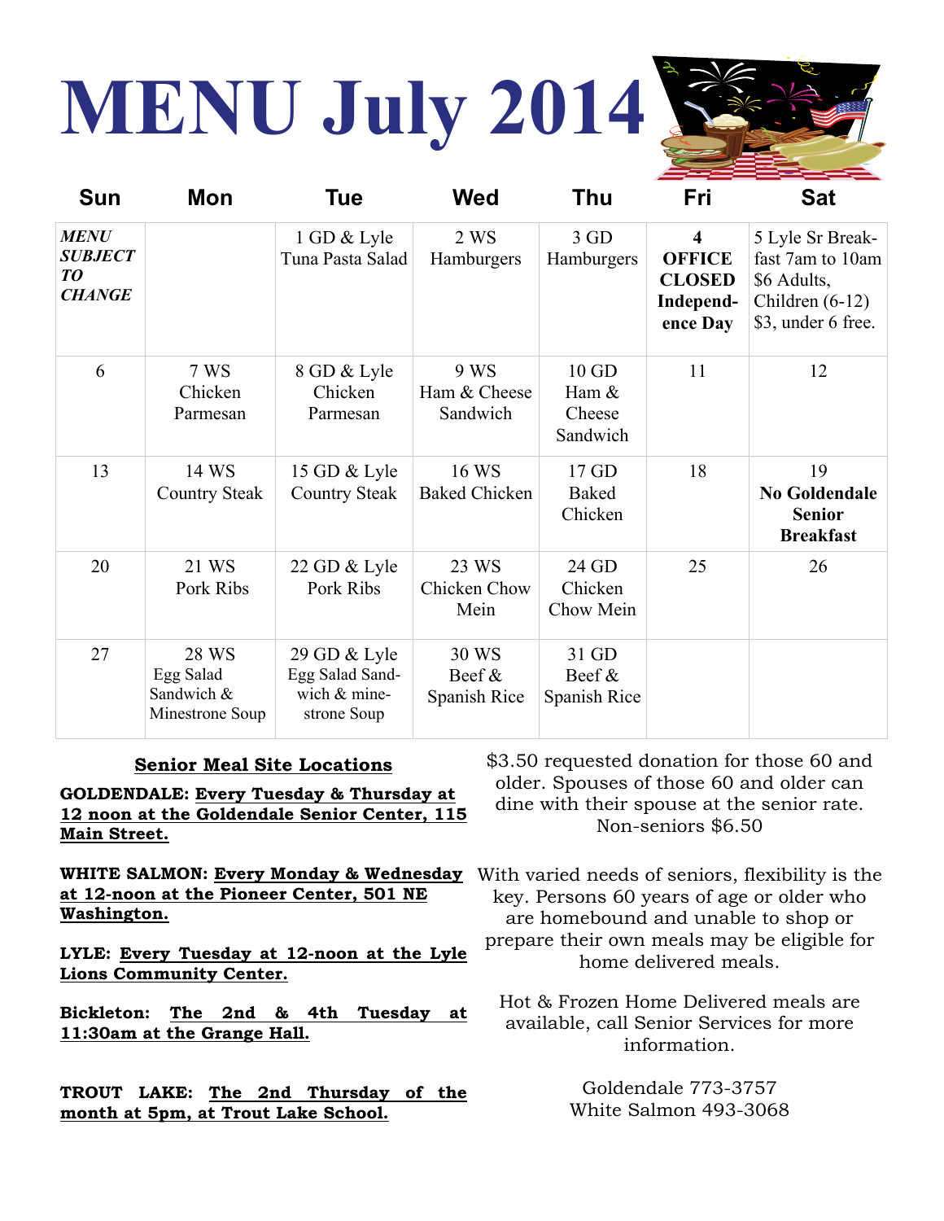# MENU July 2014

| Sun | Mon | Tue | Wed | Thu | Fri | Sat |
|---|---|---|---|---|---|---|
| ***MENU SUBJECT TO CHANGE*** | | 1 GD & Lyle Tuna Pasta Salad | 2 WS Hamburgers | 3 GD Hamburgers | **4 OFFICE CLOSED Independ-ence Day** | 5 Lyle Sr Break-fast 7am to 10am $6 Adults, Children (6-12) $3, under 6 free. |
| 6 | 7 WS Chicken Parmesan | 8 GD & Lyle Chicken Parmesan | 9 WS Ham & Cheese Sandwich | 10 GD Ham & Cheese Sandwich | 11 | 12 |
| 13 | 14 WS Country Steak | 15 GD & Lyle Country Steak | 16 WS Baked Chicken | 17 GD Baked Chicken | 18 | 19 **No Goldendale Senior Breakfast** |
| 20 | 21 WS Pork Ribs | 22 GD & Lyle Pork Ribs | 23 WS Chicken Chow Mein | 24 GD Chicken Chow Mein | 25 | 26 |
| 27 | 28 WS Egg Salad Sandwich & Minestrone Soup | 29 GD & Lyle Egg Salad Sand-wich & mine-strone Soup | 30 WS Beef & Spanish Rice | 31 GD Beef & Spanish Rice | | |

**Senior Meal Site Locations**

**GOLDENDALE: Every Tuesday & Thursday at 12 noon at the Goldendale Senior Center, 115 Main Street.**

**WHITE SALMON: Every Monday & Wednesday at 12-noon at the Pioneer Center, 501 NE Washington.**

**LYLE: Every Tuesday at 12-noon at the Lyle Lions Community Center.**

**Bickleton: The 2nd & 4th Tuesday at 11:30am at the Grange Hall.**

**TROUT LAKE: The 2nd Thursday of the month at 5pm, at Trout Lake School.**

$3.50 requested donation for those 60 and older. Spouses of those 60 and older can dine with their spouse at the senior rate. Non-seniors $6.50

With varied needs of seniors, flexibility is the key. Persons 60 years of age or older who are homebound and unable to shop or prepare their own meals may be eligible for home delivered meals.

Hot & Frozen Home Delivered meals are available, call Senior Services for more information.

Goldendale 773-3757
White Salmon 493-3068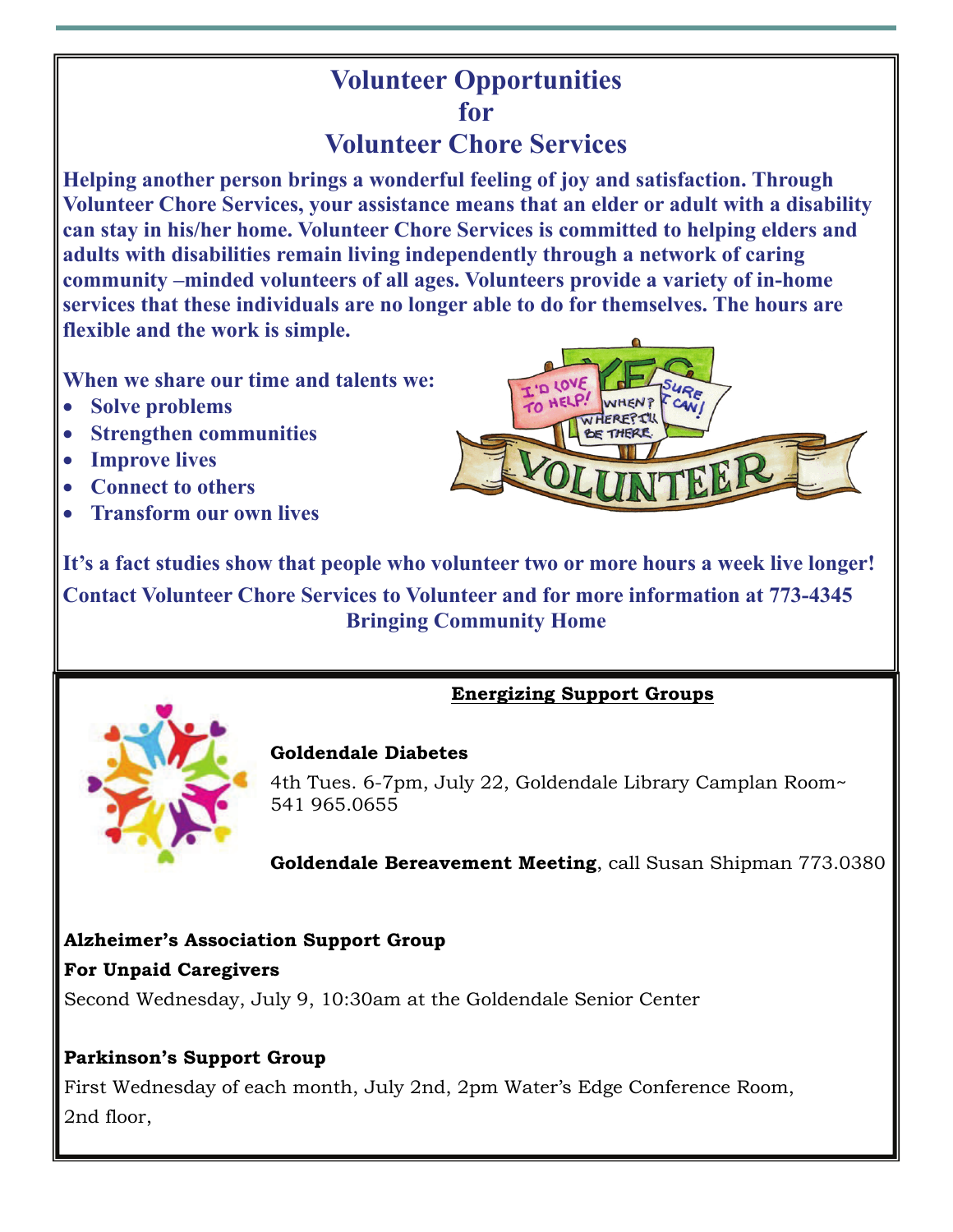# Volunteer Opportunities for Volunteer Chore Services

**Helping another person brings a wonderful feeling of joy and satisfaction. Through Volunteer Chore Services, your assistance means that an elder or adult with a disability can stay in his/her home. Volunteer Chore Services is committed to helping elders and adults with disabilities remain living independently through a network of caring community –minded volunteers of all ages. Volunteers provide a variety of in-home services that these individuals are no longer able to do for themselves. The hours are flexible and the work is simple.**

**When we share our time and talents we:**

- **Solve problems**
- **Strengthen communities**
- **Improve lives**
- **Connect to others**
- **Transform our own lives**

**It's a fact studies show that people who volunteer two or more hours a week live longer!**

**Contact Volunteer Chore Services to Volunteer and for more information at 773-4345**

**Bringing Community Home**

## Energizing Support Groups

**Goldendale Diabetes**

4th Tues. 6-7pm, July 22, Goldendale Library Camplan Room~ 541 965.0655

**Goldendale Bereavement Meeting**, call Susan Shipman 773.0380

**Alzheimer's Association Support Group**

**For Unpaid Caregivers**

Second Wednesday, July 9, 10:30am at the Goldendale Senior Center

**Parkinson's Support Group**

First Wednesday of each month, July 2nd, 2pm Water's Edge Conference Room, 2nd floor,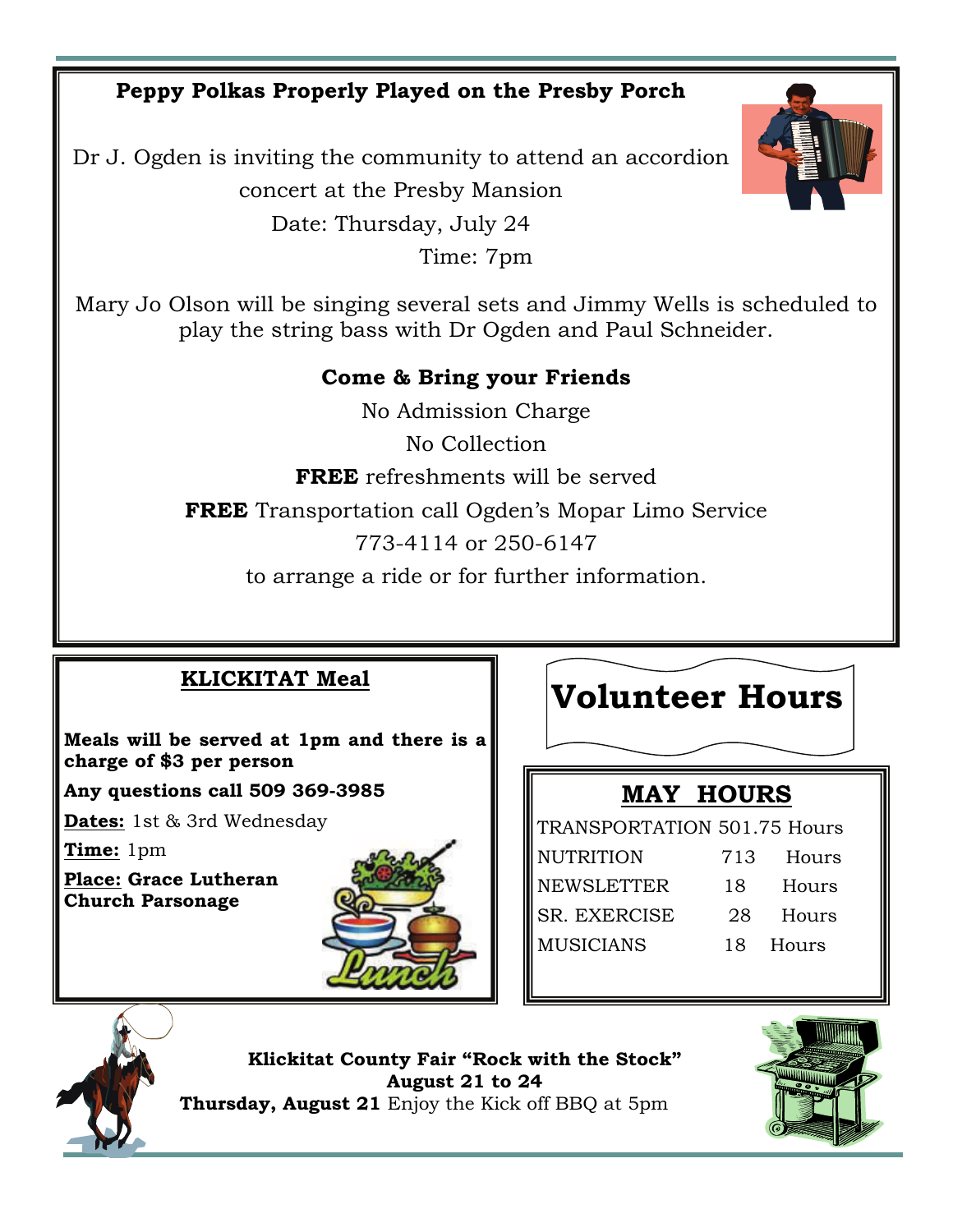## Peppy Polkas Properly Played on the Presby Porch

Dr J. Ogden is inviting the community to attend an accordion concert at the Presby Mansion

Date: Thursday, July 24

Time: 7pm

Mary Jo Olson will be singing several sets and Jimmy Wells is scheduled to play the string bass with Dr Ogden and Paul Schneider.

**Come & Bring your Friends**

No Admission Charge

No Collection

**FREE** refreshments will be served

**FREE** Transportation call Ogden's Mopar Limo Service

773-4114 or 250-6147

to arrange a ride or for further information.

## KLICKITAT Meal

**Meals will be served at 1pm and there is a charge of $3 per person**

**Any questions call 509 369-3985**

**Dates:** 1st & 3rd Wednesday

**Time:** 1pm

**Place: Grace Lutheran Church Parsonage**

# Volunteer Hours

## MAY HOURS

| | | |
|---|---|---|
| TRANSPORTATION | 501.75 | Hours |
| NUTRITION | 713 | Hours |
| NEWSLETTER | 18 | Hours |
| SR. EXERCISE | 28 | Hours |
| MUSICIANS | 18 | Hours |

**Klickitat County Fair "Rock with the Stock"**
**August 21 to 24**
**Thursday, August 21** Enjoy the Kick off BBQ at 5pm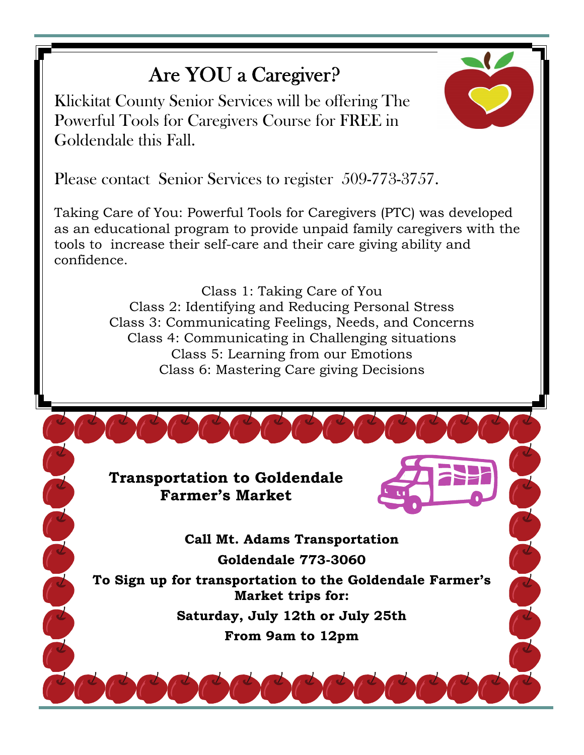# Are YOU a Caregiver?

Klickitat County Senior Services will be offering The Powerful Tools for Caregivers Course for FREE in Goldendale this Fall.

Please contact Senior Services to register 509-773-3757.

Taking Care of You: Powerful Tools for Caregivers (PTC) was developed as an educational program to provide unpaid family caregivers with the tools to increase their self-care and their care giving ability and confidence.

Class 1: Taking Care of You
Class 2: Identifying and Reducing Personal Stress
Class 3: Communicating Feelings, Needs, and Concerns
Class 4: Communicating in Challenging situations
Class 5: Learning from our Emotions
Class 6: Mastering Care giving Decisions

## Transportation to Goldendale Farmer's Market

**Call Mt. Adams Transportation**

**Goldendale 773-3060**

**To Sign up for transportation to the Goldendale Farmer's Market trips for:**

**Saturday, July 12th or July 25th**

**From 9am to 12pm**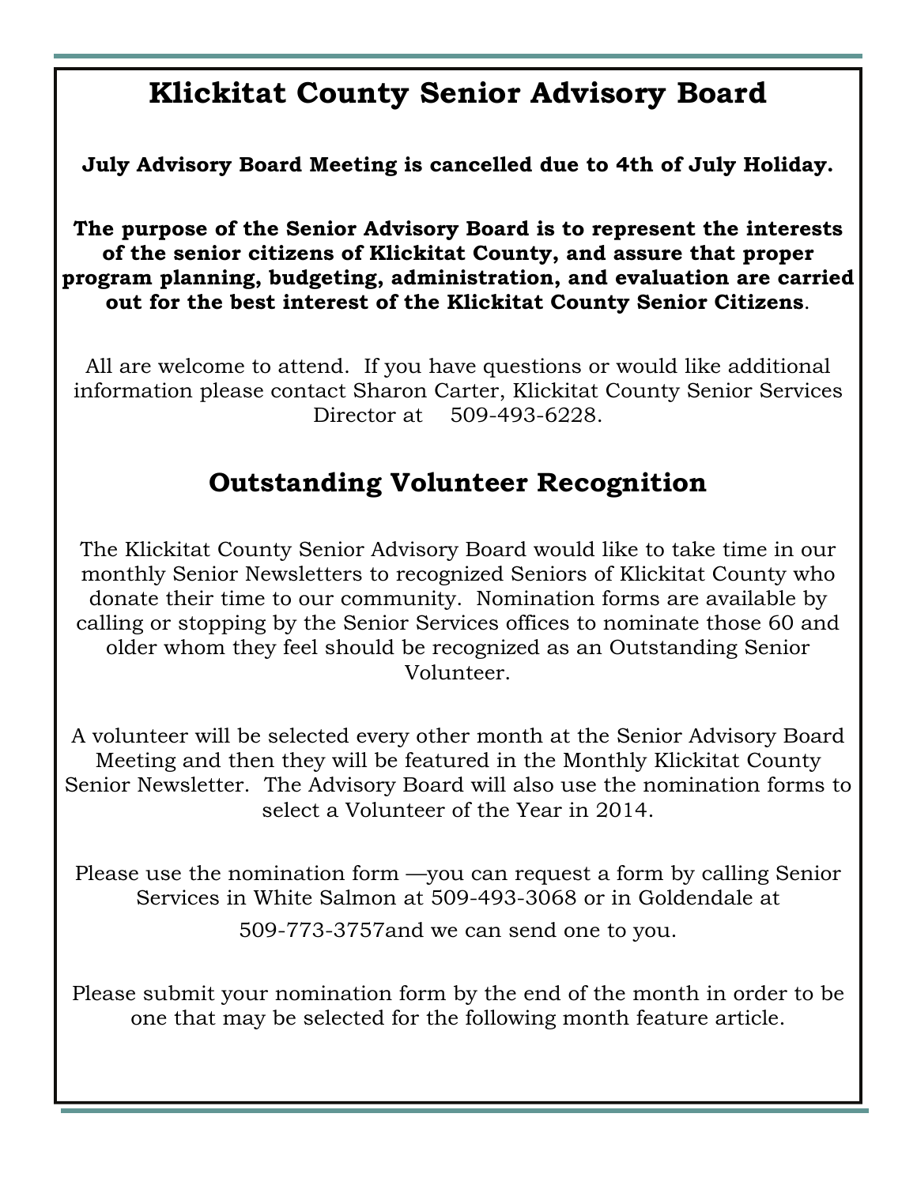# Klickitat County Senior Advisory Board

**July Advisory Board Meeting is cancelled due to 4th of July Holiday.**

**The purpose of the Senior Advisory Board is to represent the interests of the senior citizens of Klickitat County, and assure that proper program planning, budgeting, administration, and evaluation are carried out for the best interest of the Klickitat County Senior Citizens**.

All are welcome to attend. If you have questions or would like additional information please contact Sharon Carter, Klickitat County Senior Services Director at 509-493-6228.

## Outstanding Volunteer Recognition

The Klickitat County Senior Advisory Board would like to take time in our monthly Senior Newsletters to recognized Seniors of Klickitat County who donate their time to our community. Nomination forms are available by calling or stopping by the Senior Services offices to nominate those 60 and older whom they feel should be recognized as an Outstanding Senior Volunteer.

A volunteer will be selected every other month at the Senior Advisory Board Meeting and then they will be featured in the Monthly Klickitat County Senior Newsletter. The Advisory Board will also use the nomination forms to select a Volunteer of the Year in 2014.

Please use the nomination form —you can request a form by calling Senior Services in White Salmon at 509-493-3068 or in Goldendale at 509-773-3757and we can send one to you.

Please submit your nomination form by the end of the month in order to be one that may be selected for the following month feature article.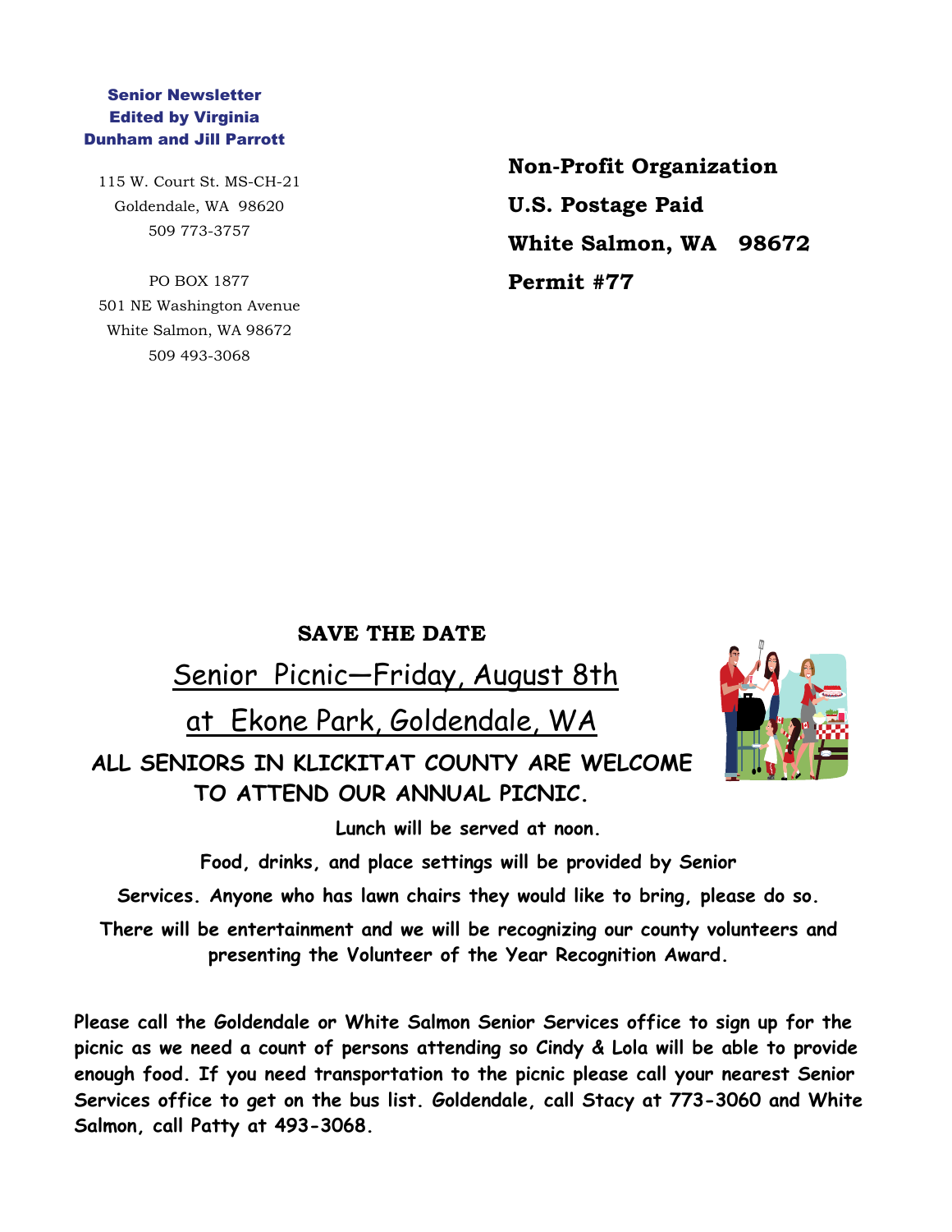**Senior Newsletter**
**Edited by Virginia Dunham and Jill Parrott**

115 W. Court St. MS-CH-21
Goldendale, WA 98620
509 773-3757

PO BOX 1877
501 NE Washington Avenue
White Salmon, WA 98672
509 493-3068

**Non-Profit Organization**
**U.S. Postage Paid**
**White Salmon, WA 98672**
**Permit #77**

## SAVE THE DATE

Senior Picnic—Friday, August 8th

at Ekone Park, Goldendale, WA

**ALL SENIORS IN KLICKITAT COUNTY ARE WELCOME TO ATTEND OUR ANNUAL PICNIC.**

**Lunch will be served at noon.**

**Food, drinks, and place settings will be provided by Senior Services. Anyone who has lawn chairs they would like to bring, please do so.**

**There will be entertainment and we will be recognizing our county volunteers and presenting the Volunteer of the Year Recognition Award.**

**Please call the Goldendale or White Salmon Senior Services office to sign up for the picnic as we need a count of persons attending so Cindy & Lola will be able to provide enough food. If you need transportation to the picnic please call your nearest Senior Services office to get on the bus list. Goldendale, call Stacy at 773-3060 and White Salmon, call Patty at 493-3068.**